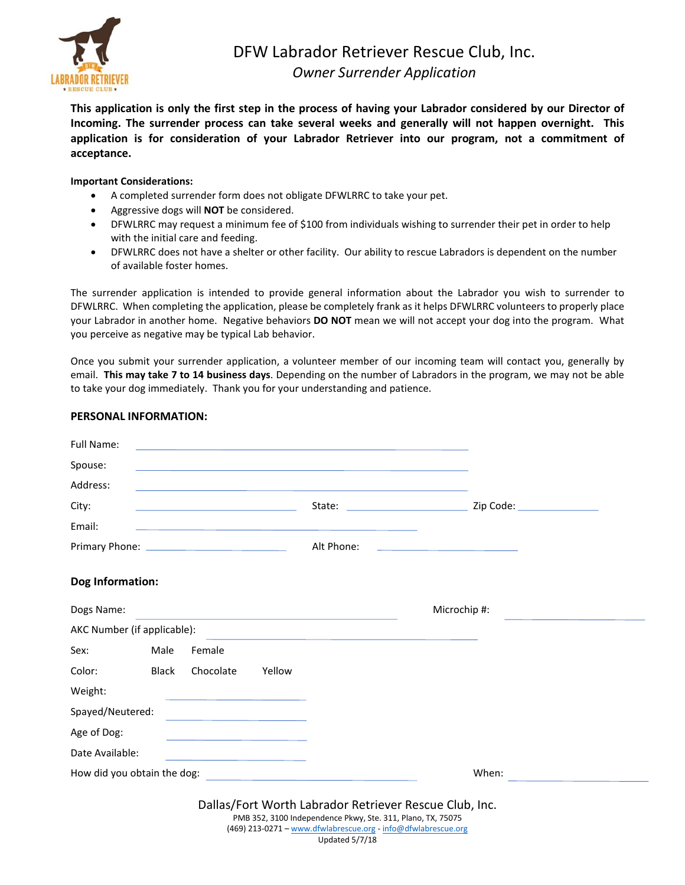# DFW Labrador Retriever Rescue Club, Inc.

*Owner Surrender Application*

**This application is only the first step in the process of having your Labrador considered by our Director of Incoming. The surrender process can take several weeks and generally will not happen overnight. This application is for consideration of your Labrador Retriever into our program, not a commitment of acceptance.**

**Important Considerations:**

- A completed surrender form does not obligate DFWLRRC to take your pet.
- Aggressive dogs will **NOT** be considered.
- DFWLRRC may request a minimum fee of $100 from individuals wishing to surrender their pet in order to help with the initial care and feeding.
- DFWLRRC does not have a shelter or other facility. Our ability to rescue Labradors is dependent on the number of available foster homes.

The surrender application is intended to provide general information about the Labrador you wish to surrender to DFWLRRC. When completing the application, please be completely frank as it helps DFWLRRC volunteers to properly place your Labrador in another home. Negative behaviors **DO NOT** mean we will not accept your dog into the program. What you perceive as negative may be typical Lab behavior.

Once you submit your surrender application, a volunteer member of our incoming team will contact you, generally by email. **This may take 7 to 14 business days**. Depending on the number of Labradors in the program, we may not be able to take your dog immediately. Thank you for your understanding and patience.

## PERSONAL INFORMATION:

Full Name: ______________________________

Spouse: ______________________________

Address: ______________________________

City: ________________ State: ________________ Zip Code: ____________

Email: ______________________________

Primary Phone: ________________ Alt Phone: ________________

## Dog Information:

Dogs Name: ______________________ Microchip #: ________________

AKC Number (if applicable): ______________________

Sex: Male Female

Color: Black Chocolate Yellow

Weight: ________________

Spayed/Neutered: ________________

Age of Dog: ________________

Date Available: ________________

How did you obtain the dog: ______________________ When: ________________

Dallas/Fort Worth Labrador Retriever Rescue Club, Inc.
PMB 352, 3100 Independence Pkwy, Ste. 311, Plano, TX, 75075
(469) 213-0271 – www.dfwlabrescue.org - info@dfwlabrescue.org
Updated 5/7/18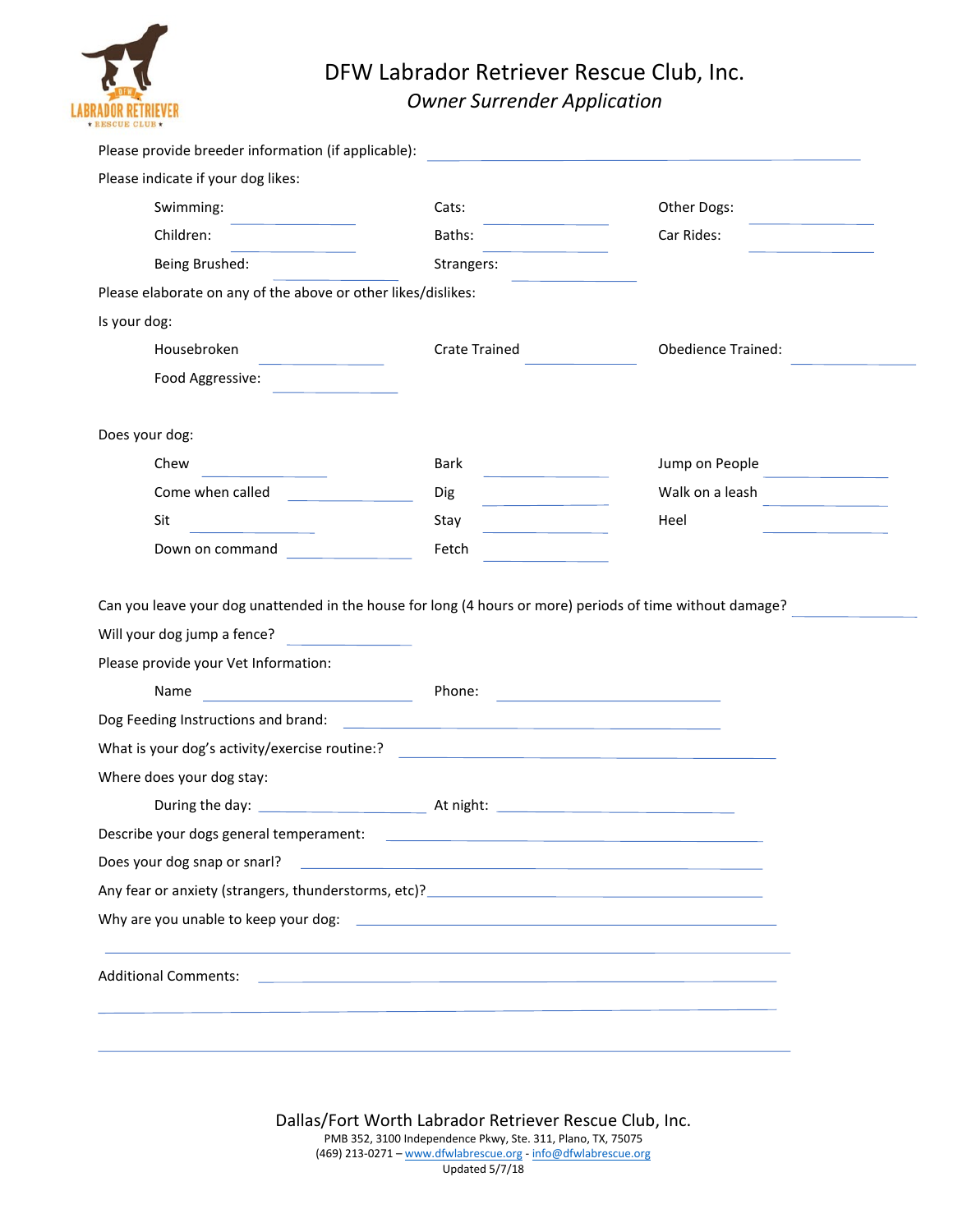# DFW Labrador Retriever Rescue Club, Inc.

*Owner Surrender Application*

Please provide breeder information (if applicable): ______________________

Please indicate if your dog likes:

| | | | | | |
|---|---|---|---|---|---|
| Swimming: | ______ | Cats: | ______ | Other Dogs: | ______ |
| Children: | ______ | Baths: | ______ | Car Rides: | ______ |
| Being Brushed: | ______ | Strangers: | ______ | | |

Please elaborate on any of the above or other likes/dislikes:

Is your dog:

| | | | | | |
|---|---|---|---|---|---|
| Housebroken | ______ | Crate Trained | ______ | Obedience Trained: | ______ |
| Food Aggressive: | ______ | | | | |

Does your dog:

| | | | | | |
|---|---|---|---|---|---|
| Chew | ______ | Bark | ______ | Jump on People | ______ |
| Come when called | ______ | Dig | ______ | Walk on a leash | ______ |
| Sit | ______ | Stay | ______ | Heel | ______ |
| Down on command | ______ | Fetch | ______ | | |

Can you leave your dog unattended in the house for long (4 hours or more) periods of time without damage? ______

Will your dog jump a fence? ______

Please provide your Vet Information:

Name ______________ Phone: ______________

Dog Feeding Instructions and brand: ______________________

What is your dog's activity/exercise routine:? ______________________

Where does your dog stay:

During the day: ______________ At night: ______________

Describe your dogs general temperament: ______________________

Does your dog snap or snarl? ______________________

Any fear or anxiety (strangers, thunderstorms, etc)? ______________________

Why are you unable to keep your dog: ______________________

______________________________________________

Additional Comments: ______________________

______________________________________________

______________________________________________

Dallas/Fort Worth Labrador Retriever Rescue Club, Inc.
PMB 352, 3100 Independence Pkwy, Ste. 311, Plano, TX, 75075
(469) 213-0271 – www.dfwlabrescue.org - info@dfwlabrescue.org
Updated 5/7/18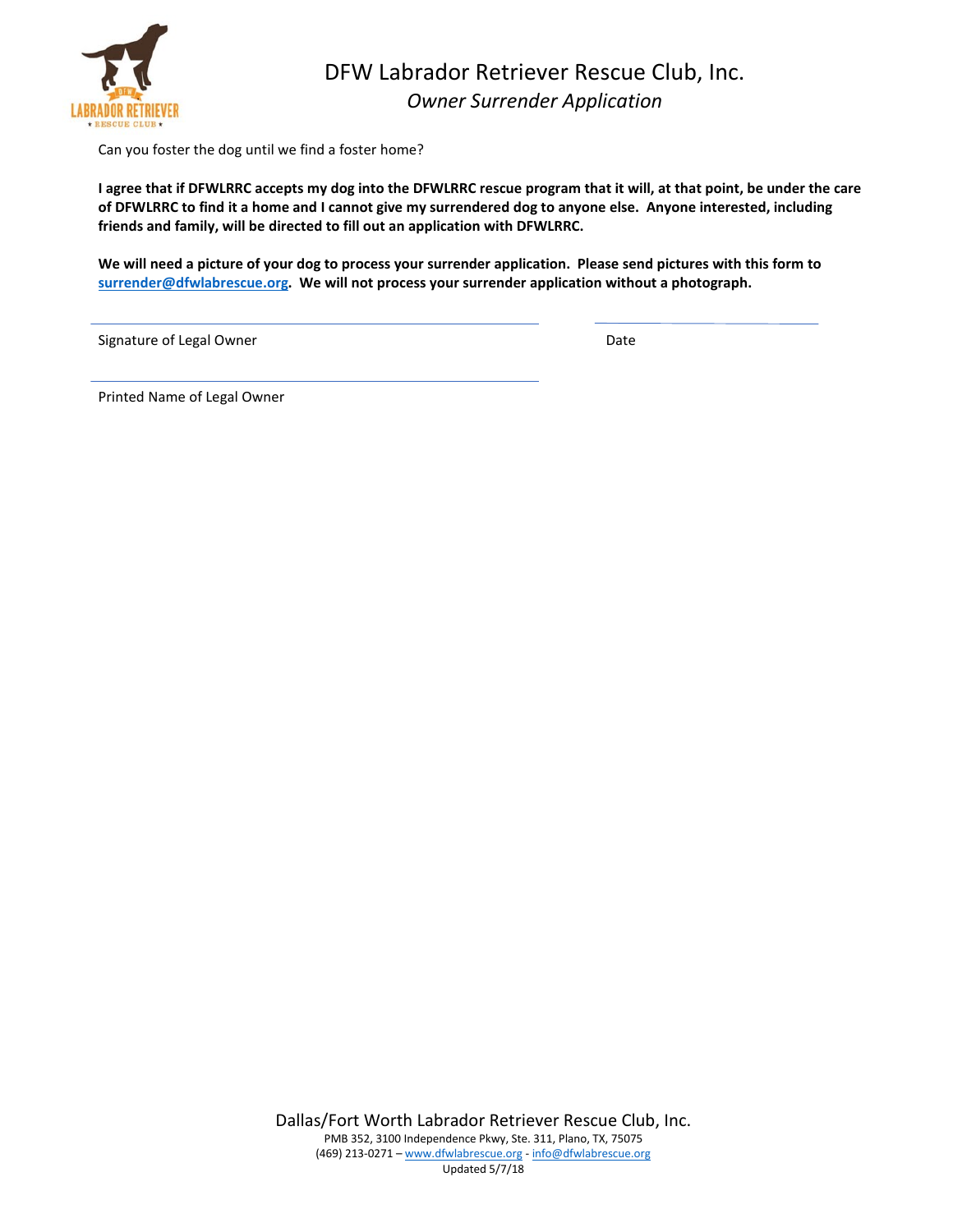# DFW Labrador Retriever Rescue Club, Inc.

*Owner Surrender Application*

Can you foster the dog until we find a foster home?

**I agree that if DFWLRRC accepts my dog into the DFWLRRC rescue program that it will, at that point, be under the care of DFWLRRC to find it a home and I cannot give my surrendered dog to anyone else. Anyone interested, including friends and family, will be directed to fill out an application with DFWLRRC.**

**We will need a picture of your dog to process your surrender application. Please send pictures with this form to surrender@dfwlabrescue.org. We will not process your surrender application without a photograph.**

\_\_\_\_\_\_\_\_\_\_\_\_\_\_\_\_\_\_\_\_\_\_\_\_\_\_\_\_\_\_\_\_\_\_\_\_\_\_\_\_ \_\_\_\_\_\_\_\_\_\_\_\_\_\_\_\_\_\_\_\_

Signature of Legal Owner  Date

\_\_\_\_\_\_\_\_\_\_\_\_\_\_\_\_\_\_\_\_\_\_\_\_\_\_\_\_\_\_\_\_\_\_\_\_\_\_\_\_

Printed Name of Legal Owner

Dallas/Fort Worth Labrador Retriever Rescue Club, Inc.
PMB 352, 3100 Independence Pkwy, Ste. 311, Plano, TX, 75075
(469) 213-0271 – www.dfwlabrescue.org - info@dfwlabrescue.org
Updated 5/7/18